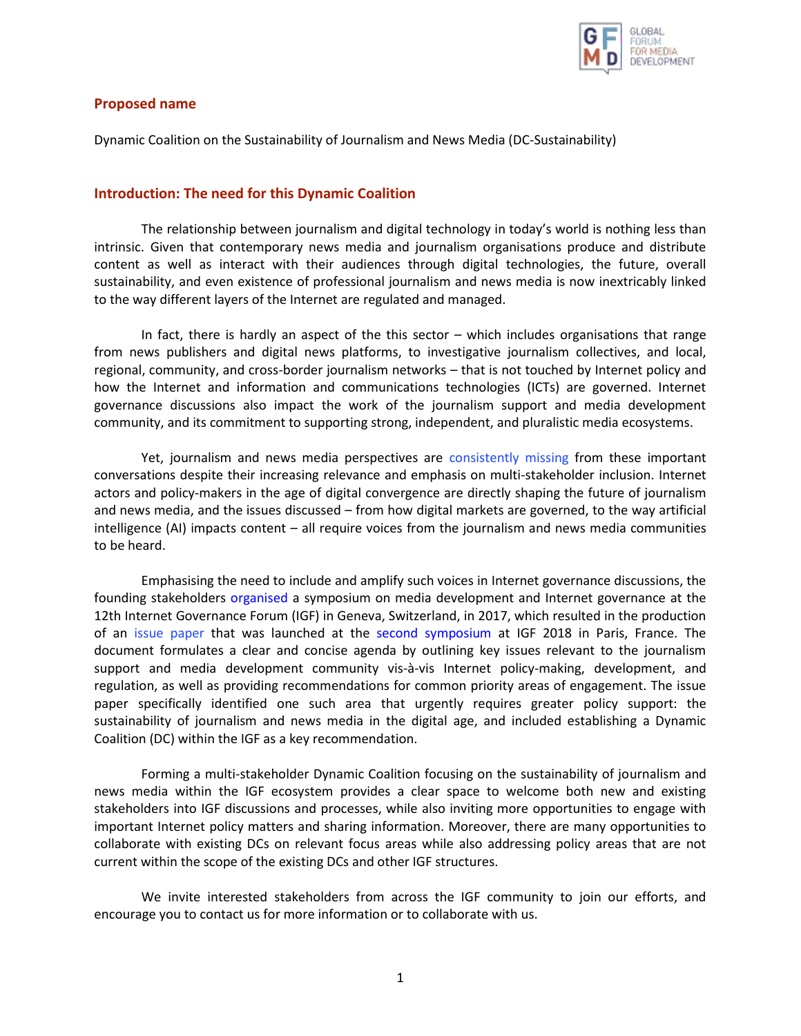## Proposed name

Dynamic Coalition on the Sustainability of Journalism and News Media (DC-Sustainability)

## Introduction: The need for this Dynamic Coalition

The relationship between journalism and digital technology in today's world is nothing less than intrinsic. Given that contemporary news media and journalism organisations produce and distribute content as well as interact with their audiences through digital technologies, the future, overall sustainability, and even existence of professional journalism and news media is now inextricably linked to the way different layers of the Internet are regulated and managed.

In fact, there is hardly an aspect of the this sector – which includes organisations that range from news publishers and digital news platforms, to investigative journalism collectives, and local, regional, community, and cross-border journalism networks – that is not touched by Internet policy and how the Internet and information and communications technologies (ICTs) are governed. Internet governance discussions also impact the work of the journalism support and media development community, and its commitment to supporting strong, independent, and pluralistic media ecosystems.

Yet, journalism and news media perspectives are consistently missing from these important conversations despite their increasing relevance and emphasis on multi-stakeholder inclusion. Internet actors and policy-makers in the age of digital convergence are directly shaping the future of journalism and news media, and the issues discussed – from how digital markets are governed, to the way artificial intelligence (AI) impacts content – all require voices from the journalism and news media communities to be heard.

Emphasising the need to include and amplify such voices in Internet governance discussions, the founding stakeholders organised a symposium on media development and Internet governance at the 12th Internet Governance Forum (IGF) in Geneva, Switzerland, in 2017, which resulted in the production of an issue paper that was launched at the second symposium at IGF 2018 in Paris, France. The document formulates a clear and concise agenda by outlining key issues relevant to the journalism support and media development community vis-à-vis Internet policy-making, development, and regulation, as well as providing recommendations for common priority areas of engagement. The issue paper specifically identified one such area that urgently requires greater policy support: the sustainability of journalism and news media in the digital age, and included establishing a Dynamic Coalition (DC) within the IGF as a key recommendation.

Forming a multi-stakeholder Dynamic Coalition focusing on the sustainability of journalism and news media within the IGF ecosystem provides a clear space to welcome both new and existing stakeholders into IGF discussions and processes, while also inviting more opportunities to engage with important Internet policy matters and sharing information. Moreover, there are many opportunities to collaborate with existing DCs on relevant focus areas while also addressing policy areas that are not current within the scope of the existing DCs and other IGF structures.

We invite interested stakeholders from across the IGF community to join our efforts, and encourage you to contact us for more information or to collaborate with us.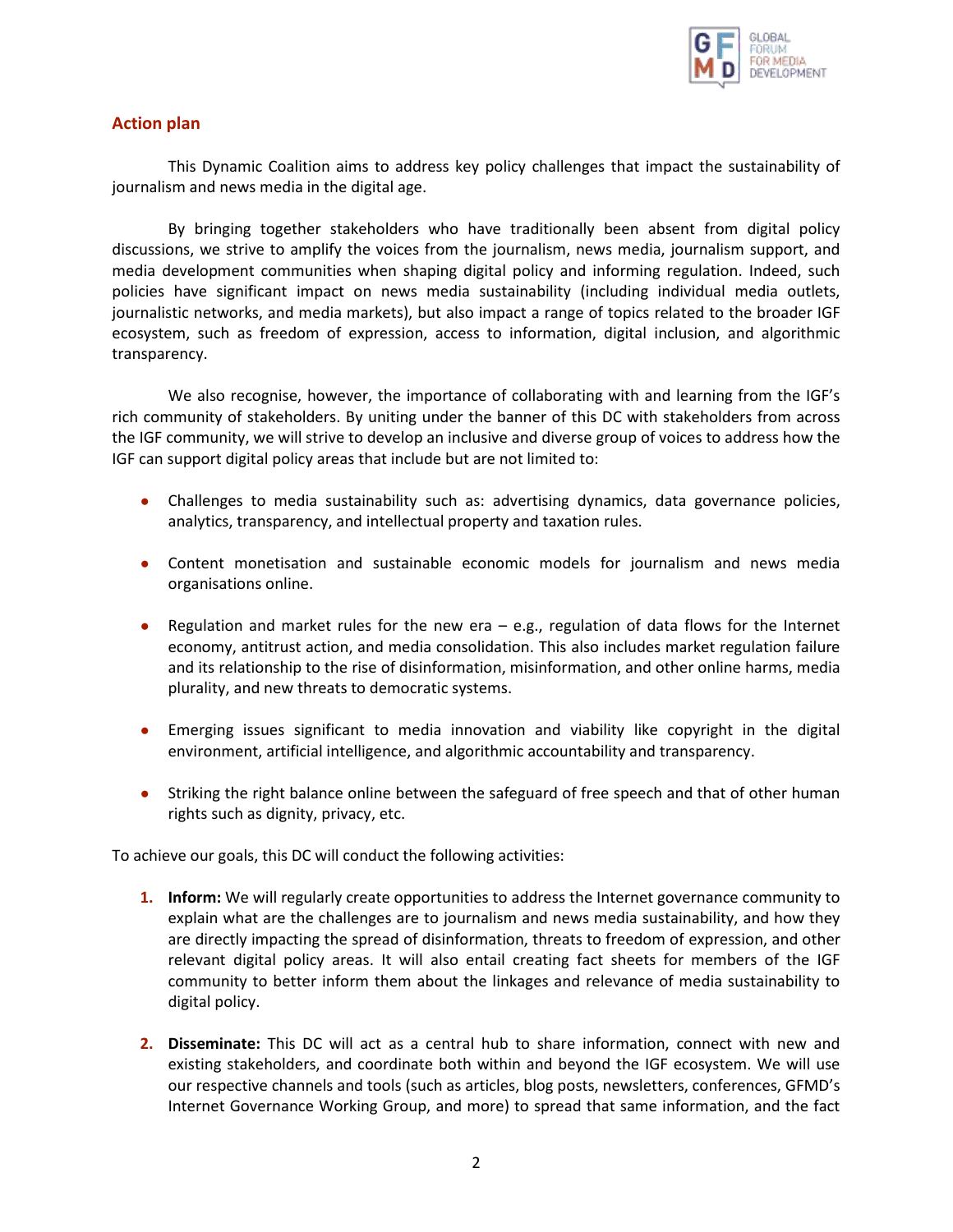## Action plan

This Dynamic Coalition aims to address key policy challenges that impact the sustainability of journalism and news media in the digital age.

By bringing together stakeholders who have traditionally been absent from digital policy discussions, we strive to amplify the voices from the journalism, news media, journalism support, and media development communities when shaping digital policy and informing regulation. Indeed, such policies have significant impact on news media sustainability (including individual media outlets, journalistic networks, and media markets), but also impact a range of topics related to the broader IGF ecosystem, such as freedom of expression, access to information, digital inclusion, and algorithmic transparency.

We also recognise, however, the importance of collaborating with and learning from the IGF's rich community of stakeholders. By uniting under the banner of this DC with stakeholders from across the IGF community, we will strive to develop an inclusive and diverse group of voices to address how the IGF can support digital policy areas that include but are not limited to:

- Challenges to media sustainability such as: advertising dynamics, data governance policies, analytics, transparency, and intellectual property and taxation rules.
- Content monetisation and sustainable economic models for journalism and news media organisations online.
- Regulation and market rules for the new era – e.g., regulation of data flows for the Internet economy, antitrust action, and media consolidation. This also includes market regulation failure and its relationship to the rise of disinformation, misinformation, and other online harms, media plurality, and new threats to democratic systems.
- Emerging issues significant to media innovation and viability like copyright in the digital environment, artificial intelligence, and algorithmic accountability and transparency.
- Striking the right balance online between the safeguard of free speech and that of other human rights such as dignity, privacy, etc.

To achieve our goals, this DC will conduct the following activities:

1. **Inform:** We will regularly create opportunities to address the Internet governance community to explain what are the challenges are to journalism and news media sustainability, and how they are directly impacting the spread of disinformation, threats to freedom of expression, and other relevant digital policy areas. It will also entail creating fact sheets for members of the IGF community to better inform them about the linkages and relevance of media sustainability to digital policy.
2. **Disseminate:** This DC will act as a central hub to share information, connect with new and existing stakeholders, and coordinate both within and beyond the IGF ecosystem. We will use our respective channels and tools (such as articles, blog posts, newsletters, conferences, GFMD's Internet Governance Working Group, and more) to spread that same information, and the fact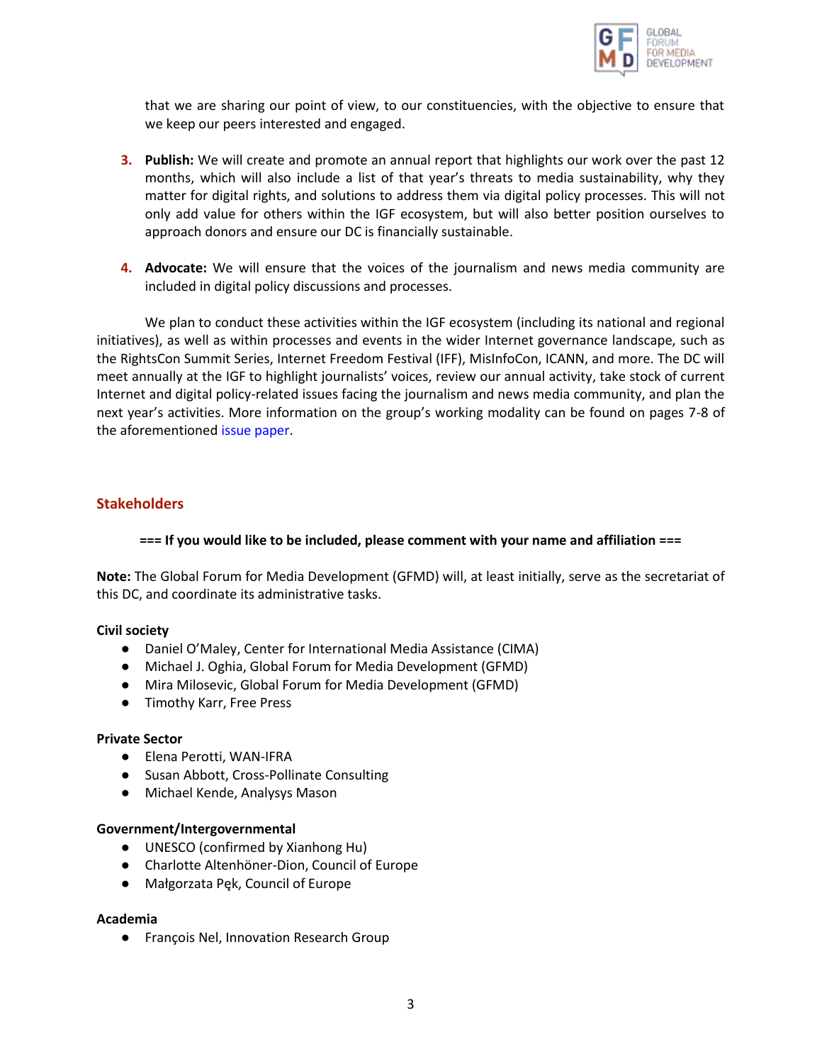that we are sharing our point of view, to our constituencies, with the objective to ensure that we keep our peers interested and engaged.

3. **Publish:** We will create and promote an annual report that highlights our work over the past 12 months, which will also include a list of that year's threats to media sustainability, why they matter for digital rights, and solutions to address them via digital policy processes. This will not only add value for others within the IGF ecosystem, but will also better position ourselves to approach donors and ensure our DC is financially sustainable.

4. **Advocate:** We will ensure that the voices of the journalism and news media community are included in digital policy discussions and processes.

We plan to conduct these activities within the IGF ecosystem (including its national and regional initiatives), as well as within processes and events in the wider Internet governance landscape, such as the RightsCon Summit Series, Internet Freedom Festival (IFF), MisInfoCon, ICANN, and more. The DC will meet annually at the IGF to highlight journalists' voices, review our annual activity, take stock of current Internet and digital policy-related issues facing the journalism and news media community, and plan the next year's activities. More information on the group's working modality can be found on pages 7-8 of the aforementioned issue paper.

## Stakeholders

**=== If you would like to be included, please comment with your name and affiliation ===**

**Note:** The Global Forum for Media Development (GFMD) will, at least initially, serve as the secretariat of this DC, and coordinate its administrative tasks.

**Civil society**

- Daniel O'Maley, Center for International Media Assistance (CIMA)
- Michael J. Oghia, Global Forum for Media Development (GFMD)
- Mira Milosevic, Global Forum for Media Development (GFMD)
- Timothy Karr, Free Press

**Private Sector**

- Elena Perotti, WAN-IFRA
- Susan Abbott, Cross-Pollinate Consulting
- Michael Kende, Analysys Mason

**Government/Intergovernmental**

- UNESCO (confirmed by Xianhong Hu)
- Charlotte Altenhöner-Dion, Council of Europe
- Małgorzata Pęk, Council of Europe

**Academia**

- François Nel, Innovation Research Group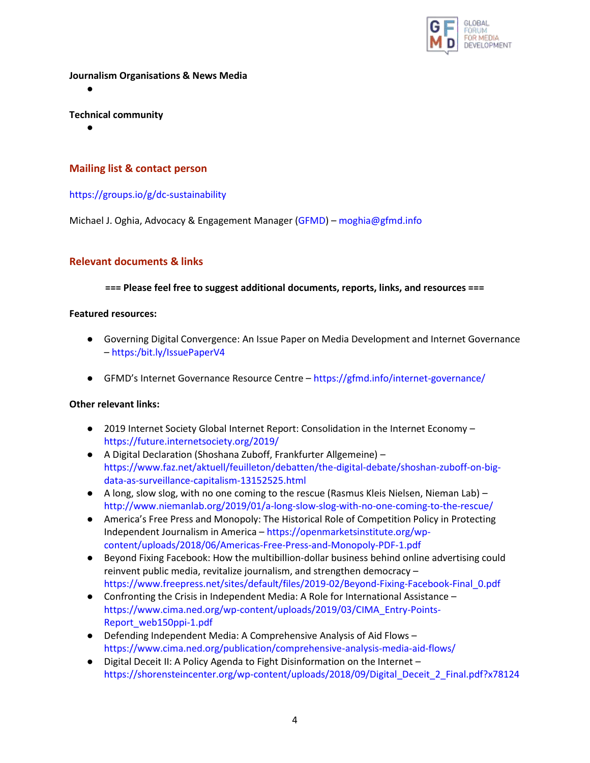**Journalism Organisations & News Media**

- 

**Technical community**

- 

## Mailing list & contact person

https://groups.io/g/dc-sustainability

Michael J. Oghia, Advocacy & Engagement Manager (GFMD) – moghia@gfmd.info

## Relevant documents & links

**=== Please feel free to suggest additional documents, reports, links, and resources ===**

**Featured resources:**

- Governing Digital Convergence: An Issue Paper on Media Development and Internet Governance – https:/bit.ly/IssuePaperV4

- GFMD's Internet Governance Resource Centre – https://gfmd.info/internet-governance/

**Other relevant links:**

- 2019 Internet Society Global Internet Report: Consolidation in the Internet Economy – https://future.internetsociety.org/2019/
- A Digital Declaration (Shoshana Zuboff, Frankfurter Allgemeine) – https://www.faz.net/aktuell/feuilleton/debatten/the-digital-debate/shoshan-zuboff-on-big-data-as-surveillance-capitalism-13152525.html
- A long, slow slog, with no one coming to the rescue (Rasmus Kleis Nielsen, Nieman Lab) – http://www.niemanlab.org/2019/01/a-long-slow-slog-with-no-one-coming-to-the-rescue/
- America's Free Press and Monopoly: The Historical Role of Competition Policy in Protecting Independent Journalism in America – https://openmarketsinstitute.org/wp-content/uploads/2018/06/Americas-Free-Press-and-Monopoly-PDF-1.pdf
- Beyond Fixing Facebook: How the multibillion-dollar business behind online advertising could reinvent public media, revitalize journalism, and strengthen democracy – https://www.freepress.net/sites/default/files/2019-02/Beyond-Fixing-Facebook-Final_0.pdf
- Confronting the Crisis in Independent Media: A Role for International Assistance – https://www.cima.ned.org/wp-content/uploads/2019/03/CIMA_Entry-Points-Report_web150ppi-1.pdf
- Defending Independent Media: A Comprehensive Analysis of Aid Flows – https://www.cima.ned.org/publication/comprehensive-analysis-media-aid-flows/
- Digital Deceit II: A Policy Agenda to Fight Disinformation on the Internet – https://shorensteincenter.org/wp-content/uploads/2018/09/Digital_Deceit_2_Final.pdf?x78124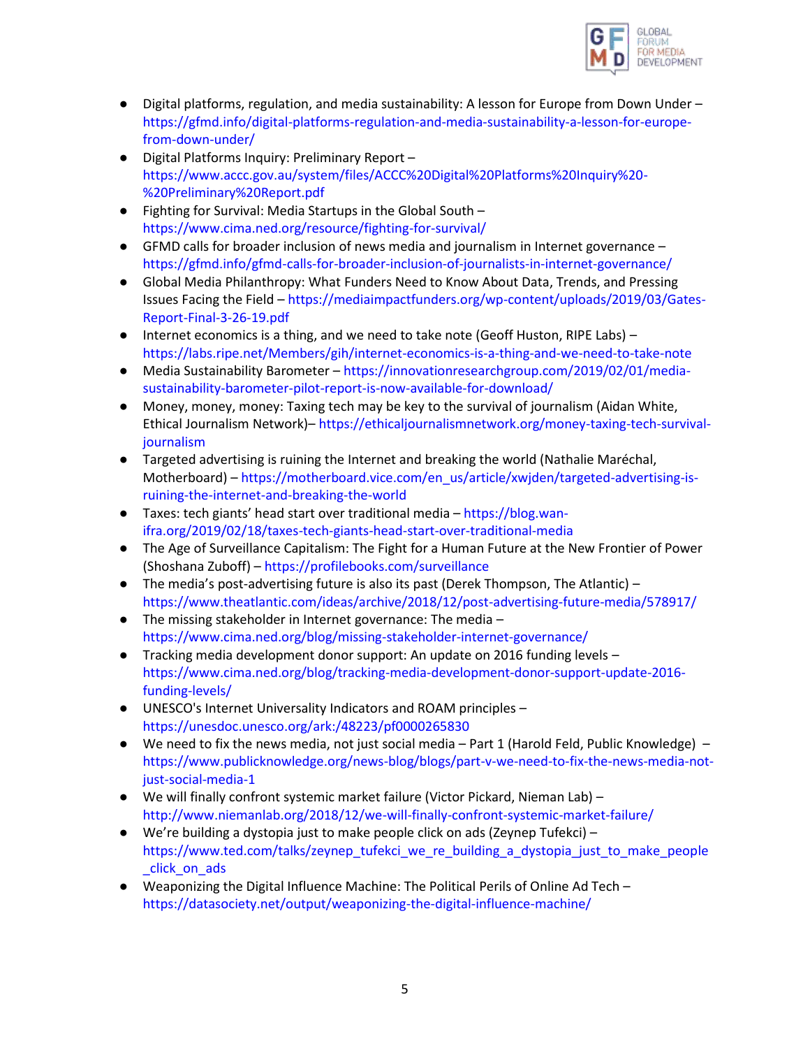- Digital platforms, regulation, and media sustainability: A lesson for Europe from Down Under – https://gfmd.info/digital-platforms-regulation-and-media-sustainability-a-lesson-for-europe-from-down-under/
- Digital Platforms Inquiry: Preliminary Report – https://www.accc.gov.au/system/files/ACCC%20Digital%20Platforms%20Inquiry%20-%20Preliminary%20Report.pdf
- Fighting for Survival: Media Startups in the Global South – https://www.cima.ned.org/resource/fighting-for-survival/
- GFMD calls for broader inclusion of news media and journalism in Internet governance – https://gfmd.info/gfmd-calls-for-broader-inclusion-of-journalists-in-internet-governance/
- Global Media Philanthropy: What Funders Need to Know About Data, Trends, and Pressing Issues Facing the Field – https://mediaimpactfunders.org/wp-content/uploads/2019/03/Gates-Report-Final-3-26-19.pdf
- Internet economics is a thing, and we need to take note (Geoff Huston, RIPE Labs) – https://labs.ripe.net/Members/gih/internet-economics-is-a-thing-and-we-need-to-take-note
- Media Sustainability Barometer – https://innovationresearchgroup.com/2019/02/01/media-sustainability-barometer-pilot-report-is-now-available-for-download/
- Money, money, money: Taxing tech may be key to the survival of journalism (Aidan White, Ethical Journalism Network)– https://ethicaljournalismnetwork.org/money-taxing-tech-survival-journalism
- Targeted advertising is ruining the Internet and breaking the world (Nathalie Maréchal, Motherboard) – https://motherboard.vice.com/en_us/article/xwjden/targeted-advertising-is-ruining-the-internet-and-breaking-the-world
- Taxes: tech giants' head start over traditional media – https://blog.wan-ifra.org/2019/02/18/taxes-tech-giants-head-start-over-traditional-media
- The Age of Surveillance Capitalism: The Fight for a Human Future at the New Frontier of Power (Shoshana Zuboff) – https://profilebooks.com/surveillance
- The media's post-advertising future is also its past (Derek Thompson, The Atlantic) – https://www.theatlantic.com/ideas/archive/2018/12/post-advertising-future-media/578917/
- The missing stakeholder in Internet governance: The media – https://www.cima.ned.org/blog/missing-stakeholder-internet-governance/
- Tracking media development donor support: An update on 2016 funding levels – https://www.cima.ned.org/blog/tracking-media-development-donor-support-update-2016-funding-levels/
- UNESCO's Internet Universality Indicators and ROAM principles – https://unesdoc.unesco.org/ark:/48223/pf0000265830
- We need to fix the news media, not just social media – Part 1 (Harold Feld, Public Knowledge) – https://www.publicknowledge.org/news-blog/blogs/part-v-we-need-to-fix-the-news-media-not-just-social-media-1
- We will finally confront systemic market failure (Victor Pickard, Nieman Lab) – http://www.niemanlab.org/2018/12/we-will-finally-confront-systemic-market-failure/
- We're building a dystopia just to make people click on ads (Zeynep Tufekci) – https://www.ted.com/talks/zeynep_tufekci_we_re_building_a_dystopia_just_to_make_people_click_on_ads
- Weaponizing the Digital Influence Machine: The Political Perils of Online Ad Tech – https://datasociety.net/output/weaponizing-the-digital-influence-machine/